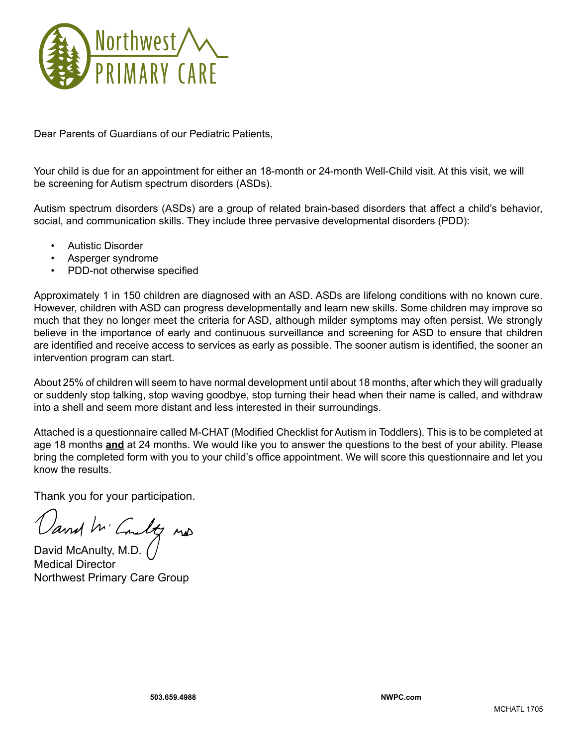Northwest PRIMARY CARE

Dear Parents of Guardians of our Pediatric Patients,

Your child is due for an appointment for either an 18-month or 24-month Well-Child visit. At this visit, we will be screening for Autism spectrum disorders (ASDs).

Autism spectrum disorders (ASDs) are a group of related brain-based disorders that affect a child's behavior, social, and communication skills. They include three pervasive developmental disorders (PDD):

- Autistic Disorder
- Asperger syndrome
- PDD-not otherwise specified

Approximately 1 in 150 children are diagnosed with an ASD. ASDs are lifelong conditions with no known cure. However, children with ASD can progress developmentally and learn new skills. Some children may improve so much that they no longer meet the criteria for ASD, although milder symptoms may often persist. We strongly believe in the importance of early and continuous surveillance and screening for ASD to ensure that children are identified and receive access to services as early as possible. The sooner autism is identified, the sooner an intervention program can start.

About 25% of children will seem to have normal development until about 18 months, after which they will gradually or suddenly stop talking, stop waving goodbye, stop turning their head when their name is called, and withdraw into a shell and seem more distant and less interested in their surroundings.

Attached is a questionnaire called M-CHAT (Modified Checklist for Autism in Toddlers). This is to be completed at age 18 months **and** at 24 months. We would like you to answer the questions to the best of your ability. Please bring the completed form with you to your child's office appointment. We will score this questionnaire and let you know the results.

Thank you for your participation.

David McAnulty, M.D.
Medical Director
Northwest Primary Care Group

**503.659.4988** **NWPC.com**

MCHATL 1705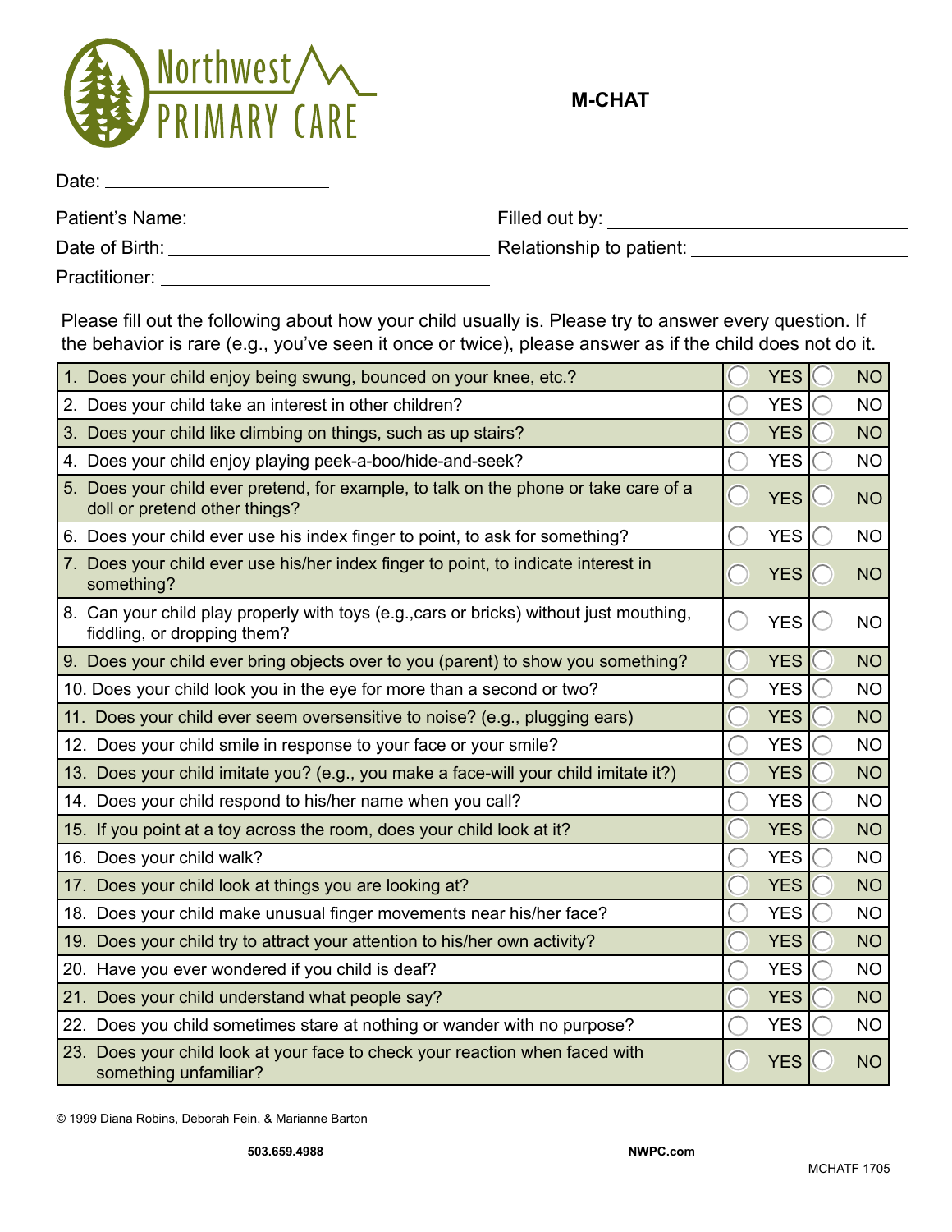Northwest PRIMARY CARE

**M-CHAT**

Date: ____________________

Patient's Name: ____________________ Filled out by: ____________________

Date of Birth: ____________________ Relationship to patient: ____________________

Practitioner: ____________________

Please fill out the following about how your child usually is. Please try to answer every question. If the behavior is rare (e.g., you've seen it once or twice), please answer as if the child does not do it.

| | | |
|---|---|---|
| 1. Does your child enjoy being swung, bounced on your knee, etc.? | ◯ YES | ◯ NO |
| 2. Does your child take an interest in other children? | ◯ YES | ◯ NO |
| 3. Does your child like climbing on things, such as up stairs? | ◯ YES | ◯ NO |
| 4. Does your child enjoy playing peek-a-boo/hide-and-seek? | ◯ YES | ◯ NO |
| 5. Does your child ever pretend, for example, to talk on the phone or take care of a doll or pretend other things? | ◯ YES | ◯ NO |
| 6. Does your child ever use his index finger to point, to ask for something? | ◯ YES | ◯ NO |
| 7. Does your child ever use his/her index finger to point, to indicate interest in something? | ◯ YES | ◯ NO |
| 8. Can your child play properly with toys (e.g.,cars or bricks) without just mouthing, fiddling, or dropping them? | ◯ YES | ◯ NO |
| 9. Does your child ever bring objects over to you (parent) to show you something? | ◯ YES | ◯ NO |
| 10. Does your child look you in the eye for more than a second or two? | ◯ YES | ◯ NO |
| 11. Does your child ever seem oversensitive to noise? (e.g., plugging ears) | ◯ YES | ◯ NO |
| 12. Does your child smile in response to your face or your smile? | ◯ YES | ◯ NO |
| 13. Does your child imitate you? (e.g., you make a face-will your child imitate it?) | ◯ YES | ◯ NO |
| 14. Does your child respond to his/her name when you call? | ◯ YES | ◯ NO |
| 15. If you point at a toy across the room, does your child look at it? | ◯ YES | ◯ NO |
| 16. Does your child walk? | ◯ YES | ◯ NO |
| 17. Does your child look at things you are looking at? | ◯ YES | ◯ NO |
| 18. Does your child make unusual finger movements near his/her face? | ◯ YES | ◯ NO |
| 19. Does your child try to attract your attention to his/her own activity? | ◯ YES | ◯ NO |
| 20. Have you ever wondered if you child is deaf? | ◯ YES | ◯ NO |
| 21. Does your child understand what people say? | ◯ YES | ◯ NO |
| 22. Does you child sometimes stare at nothing or wander with no purpose? | ◯ YES | ◯ NO |
| 23. Does your child look at your face to check your reaction when faced with something unfamiliar? | ◯ YES | ◯ NO |

© 1999 Diana Robins, Deborah Fein, & Marianne Barton

503.659.4988 NWPC.com

MCHATF 1705